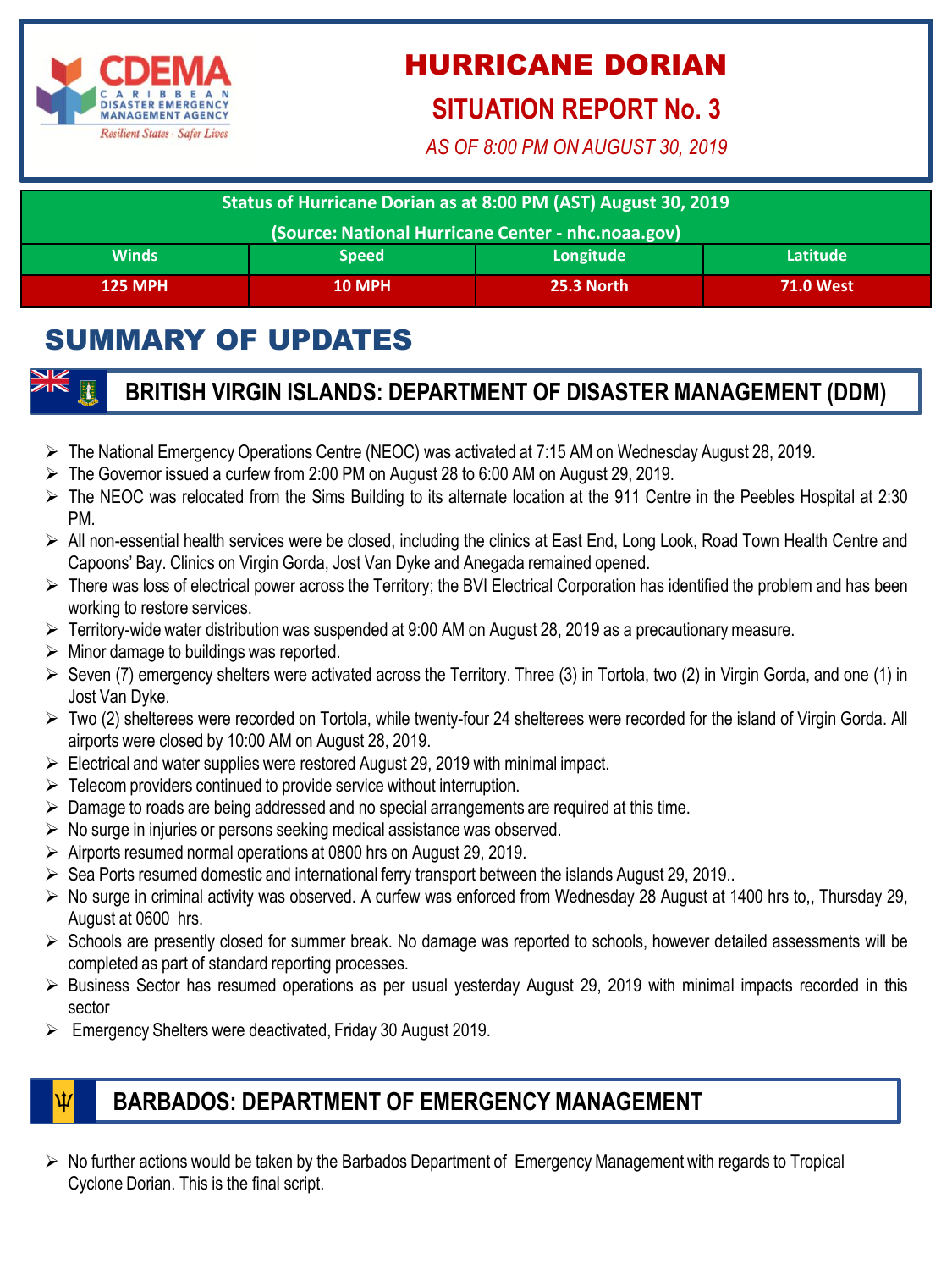# HURRICANE DORIAN

## SITUATION REPORT No. 3

*AS OF 8:00 PM ON AUGUST 30, 2019*

| Status of Hurricane Dorian as at 8:00 PM (AST) August 30, 2019 (Source: National Hurricane Center - nhc.noaa.gov) | | | |
|---|---|---|---|
| Winds | Speed | Longitude | Latitude |
| 125 MPH | 10 MPH | 25.3 North | 71.0 West |

# SUMMARY OF UPDATES

## BRITISH VIRGIN ISLANDS: DEPARTMENT OF DISASTER MANAGEMENT (DDM)

- The National Emergency Operations Centre (NEOC) was activated at 7:15 AM on Wednesday August 28, 2019.
- The Governor issued a curfew from 2:00 PM on August 28 to 6:00 AM on August 29, 2019.
- The NEOC was relocated from the Sims Building to its alternate location at the 911 Centre in the Peebles Hospital at 2:30 PM.
- All non-essential health services were be closed, including the clinics at East End, Long Look, Road Town Health Centre and Capoons' Bay. Clinics on Virgin Gorda, Jost Van Dyke and Anegada remained opened.
- There was loss of electrical power across the Territory; the BVI Electrical Corporation has identified the problem and has been working to restore services.
- Territory-wide water distribution was suspended at 9:00 AM on August 28, 2019 as a precautionary measure.
- Minor damage to buildings was reported.
- Seven (7) emergency shelters were activated across the Territory. Three (3) in Tortola, two (2) in Virgin Gorda, and one (1) in Jost Van Dyke.
- Two (2) shelterees were recorded on Tortola, while twenty-four 24 shelterees were recorded for the island of Virgin Gorda. All airports were closed by 10:00 AM on August 28, 2019.
- Electrical and water supplies were restored August 29, 2019 with minimal impact.
- Telecom providers continued to provide service without interruption.
- Damage to roads are being addressed and no special arrangements are required at this time.
- No surge in injuries or persons seeking medical assistance was observed.
- Airports resumed normal operations at 0800 hrs on August 29, 2019.
- Sea Ports resumed domestic and international ferry transport between the islands August 29, 2019..
- No surge in criminal activity was observed. A curfew was enforced from Wednesday 28 August at 1400 hrs to,, Thursday 29, August at 0600 hrs.
- Schools are presently closed for summer break. No damage was reported to schools, however detailed assessments will be completed as part of standard reporting processes.
- Business Sector has resumed operations as per usual yesterday August 29, 2019 with minimal impacts recorded in this sector
- Emergency Shelters were deactivated, Friday 30 August 2019.

## BARBADOS: DEPARTMENT OF EMERGENCY MANAGEMENT

- No further actions would be taken by the Barbados Department of Emergency Management with regards to Tropical Cyclone Dorian. This is the final script.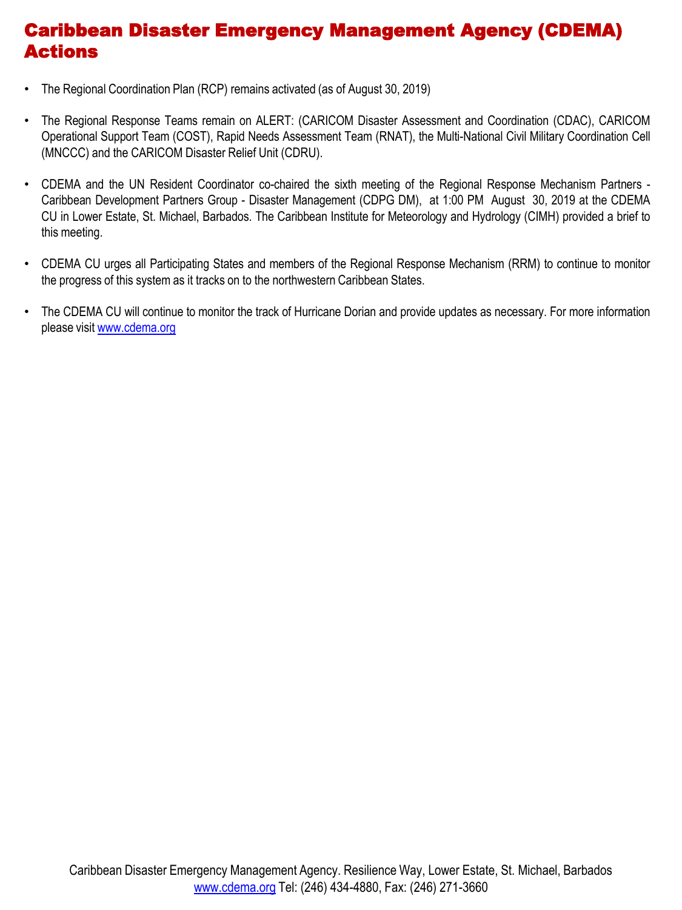# Caribbean Disaster Emergency Management Agency (CDEMA) Actions

- The Regional Coordination Plan (RCP) remains activated (as of August 30, 2019)
- The Regional Response Teams remain on ALERT: (CARICOM Disaster Assessment and Coordination (CDAC), CARICOM Operational Support Team (COST), Rapid Needs Assessment Team (RNAT), the Multi-National Civil Military Coordination Cell (MNCCC) and the CARICOM Disaster Relief Unit (CDRU).
- CDEMA and the UN Resident Coordinator co-chaired the sixth meeting of the Regional Response Mechanism Partners - Caribbean Development Partners Group - Disaster Management (CDPG DM), at 1:00 PM August 30, 2019 at the CDEMA CU in Lower Estate, St. Michael, Barbados. The Caribbean Institute for Meteorology and Hydrology (CIMH) provided a brief to this meeting.
- CDEMA CU urges all Participating States and members of the Regional Response Mechanism (RRM) to continue to monitor the progress of this system as it tracks on to the northwestern Caribbean States.
- The CDEMA CU will continue to monitor the track of Hurricane Dorian and provide updates as necessary. For more information please visit www.cdema.org